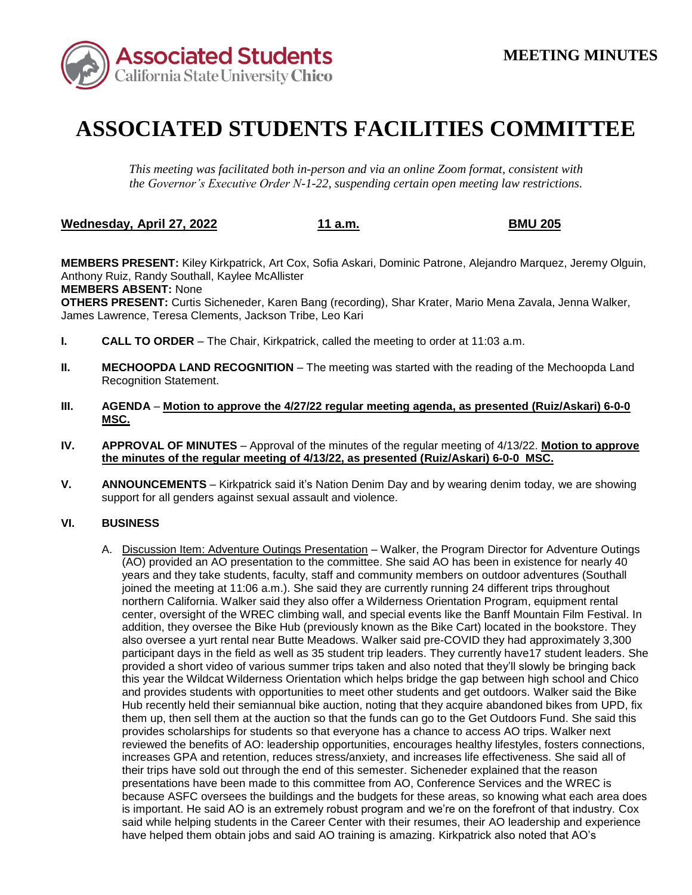**MEETING MINUTES**

# ASSOCIATED STUDENTS FACILITIES COMMITTEE

*This meeting was facilitated both in-person and via an online Zoom format, consistent with the Governor's Executive Order N-1-22, suspending certain open meeting law restrictions.*

**Wednesday, April 27, 2022** **11 a.m.** **BMU 205**

**MEMBERS PRESENT:** Kiley Kirkpatrick, Art Cox, Sofia Askari, Dominic Patrone, Alejandro Marquez, Jeremy Olguin, Anthony Ruiz, Randy Southall, Kaylee McAllister
**MEMBERS ABSENT:** None
**OTHERS PRESENT:** Curtis Sicheneder, Karen Bang (recording), Shar Krater, Mario Mena Zavala, Jenna Walker, James Lawrence, Teresa Clements, Jackson Tribe, Leo Kari

**I. CALL TO ORDER** – The Chair, Kirkpatrick, called the meeting to order at 11:03 a.m.

**II. MECHOOPDA LAND RECOGNITION** – The meeting was started with the reading of the Mechoopda Land Recognition Statement.

**III. AGENDA** – **Motion to approve the 4/27/22 regular meeting agenda, as presented (Ruiz/Askari) 6-0-0 MSC.**

**IV. APPROVAL OF MINUTES** – Approval of the minutes of the regular meeting of 4/13/22. **Motion to approve the minutes of the regular meeting of 4/13/22, as presented (Ruiz/Askari) 6-0-0 MSC.**

**V. ANNOUNCEMENTS** – Kirkpatrick said it's Nation Denim Day and by wearing denim today, we are showing support for all genders against sexual assault and violence.

**VI. BUSINESS**

A. Discussion Item: Adventure Outings Presentation – Walker, the Program Director for Adventure Outings (AO) provided an AO presentation to the committee. She said AO has been in existence for nearly 40 years and they take students, faculty, staff and community members on outdoor adventures (Southall joined the meeting at 11:06 a.m.). She said they are currently running 24 different trips throughout northern California. Walker said they also offer a Wilderness Orientation Program, equipment rental center, oversight of the WREC climbing wall, and special events like the Banff Mountain Film Festival. In addition, they oversee the Bike Hub (previously known as the Bike Cart) located in the bookstore. They also oversee a yurt rental near Butte Meadows. Walker said pre-COVID they had approximately 3,300 participant days in the field as well as 35 student trip leaders. They currently have17 student leaders. She provided a short video of various summer trips taken and also noted that they'll slowly be bringing back this year the Wildcat Wilderness Orientation which helps bridge the gap between high school and Chico and provides students with opportunities to meet other students and get outdoors. Walker said the Bike Hub recently held their semiannual bike auction, noting that they acquire abandoned bikes from UPD, fix them up, then sell them at the auction so that the funds can go to the Get Outdoors Fund. She said this provides scholarships for students so that everyone has a chance to access AO trips. Walker next reviewed the benefits of AO: leadership opportunities, encourages healthy lifestyles, fosters connections, increases GPA and retention, reduces stress/anxiety, and increases life effectiveness. She said all of their trips have sold out through the end of this semester. Sicheneder explained that the reason presentations have been made to this committee from AO, Conference Services and the WREC is because ASFC oversees the buildings and the budgets for these areas, so knowing what each area does is important. He said AO is an extremely robust program and we're on the forefront of that industry. Cox said while helping students in the Career Center with their resumes, their AO leadership and experience have helped them obtain jobs and said AO training is amazing. Kirkpatrick also noted that AO's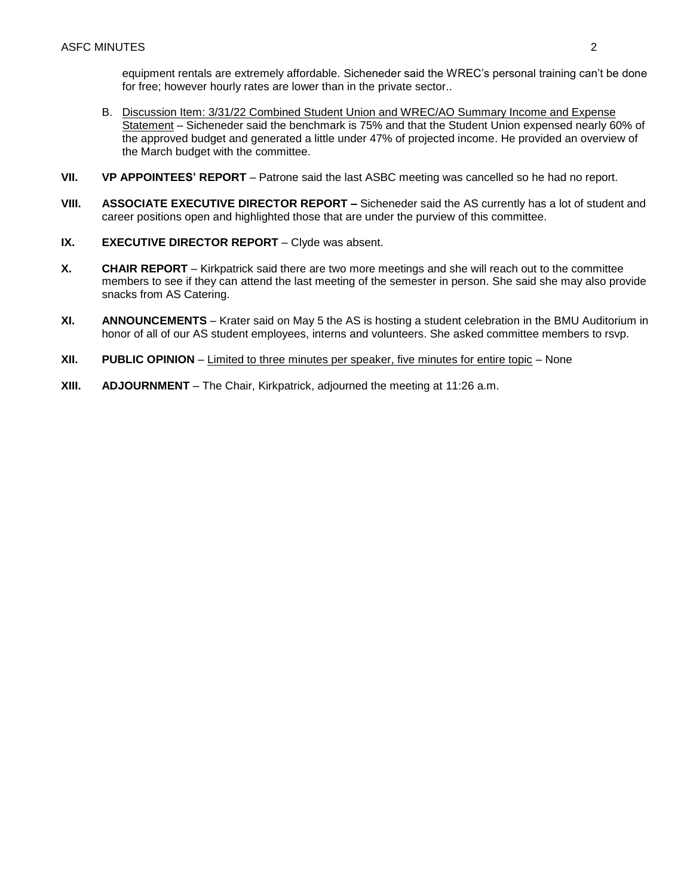equipment rentals are extremely affordable. Sicheneder said the WREC's personal training can't be done for free; however hourly rates are lower than in the private sector..

B. Discussion Item: 3/31/22 Combined Student Union and WREC/AO Summary Income and Expense Statement – Sicheneder said the benchmark is 75% and that the Student Union expensed nearly 60% of the approved budget and generated a little under 47% of projected income. He provided an overview of the March budget with the committee.

**VII. VP APPOINTEES' REPORT** – Patrone said the last ASBC meeting was cancelled so he had no report.

**VIII. ASSOCIATE EXECUTIVE DIRECTOR REPORT –** Sicheneder said the AS currently has a lot of student and career positions open and highlighted those that are under the purview of this committee.

**IX. EXECUTIVE DIRECTOR REPORT** – Clyde was absent.

**X. CHAIR REPORT** – Kirkpatrick said there are two more meetings and she will reach out to the committee members to see if they can attend the last meeting of the semester in person. She said she may also provide snacks from AS Catering.

**XI. ANNOUNCEMENTS** – Krater said on May 5 the AS is hosting a student celebration in the BMU Auditorium in honor of all of our AS student employees, interns and volunteers. She asked committee members to rsvp.

**XII. PUBLIC OPINION** – Limited to three minutes per speaker, five minutes for entire topic – None

**XIII. ADJOURNMENT** – The Chair, Kirkpatrick, adjourned the meeting at 11:26 a.m.